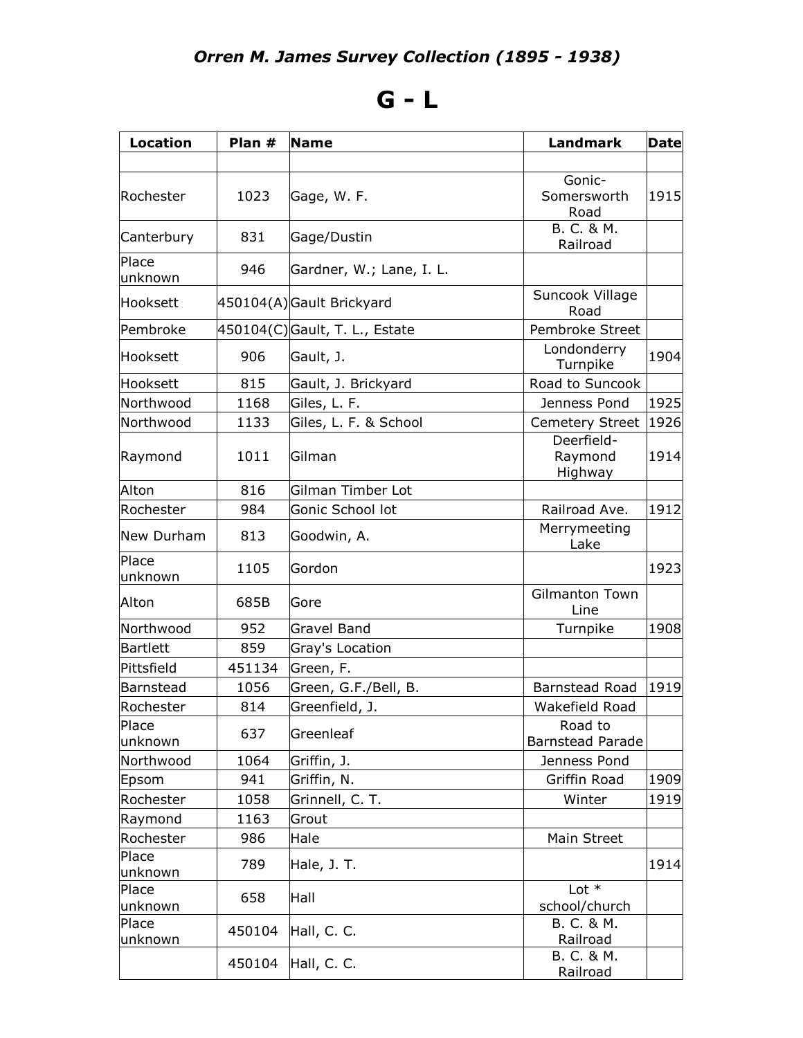# *Orren M. James Survey Collection (1895 - 1938)*

# G - L

| Location | Plan # | Name | Landmark | Date |
|---|---|---|---|---|
| | | | | |
| Rochester | 1023 | Gage, W. F. | Gonic-Somersworth Road | 1915 |
| Canterbury | 831 | Gage/Dustin | B. C. & M. Railroad | |
| Place unknown | 946 | Gardner, W.; Lane, I. L. | | |
| Hooksett | 450104(A) | Gault Brickyard | Suncook Village Road | |
| Pembroke | 450104(C) | Gault, T. L., Estate | Pembroke Street | |
| Hooksett | 906 | Gault, J. | Londonderry Turnpike | 1904 |
| Hooksett | 815 | Gault, J. Brickyard | Road to Suncook | |
| Northwood | 1168 | Giles, L. F. | Jenness Pond | 1925 |
| Northwood | 1133 | Giles, L. F. & School | Cemetery Street | 1926 |
| Raymond | 1011 | Gilman | Deerfield-Raymond Highway | 1914 |
| Alton | 816 | Gilman Timber Lot | | |
| Rochester | 984 | Gonic School lot | Railroad Ave. | 1912 |
| New Durham | 813 | Goodwin, A. | Merrymeeting Lake | |
| Place unknown | 1105 | Gordon | | 1923 |
| Alton | 685B | Gore | Gilmanton Town Line | |
| Northwood | 952 | Gravel Band | Turnpike | 1908 |
| Bartlett | 859 | Gray's Location | | |
| Pittsfield | 451134 | Green, F. | | |
| Barnstead | 1056 | Green, G.F./Bell, B. | Barnstead Road | 1919 |
| Rochester | 814 | Greenfield, J. | Wakefield Road | |
| Place unknown | 637 | Greenleaf | Road to Barnstead Parade | |
| Northwood | 1064 | Griffin, J. | Jenness Pond | |
| Epsom | 941 | Griffin, N. | Griffin Road | 1909 |
| Rochester | 1058 | Grinnell, C. T. | Winter | 1919 |
| Raymond | 1163 | Grout | | |
| Rochester | 986 | Hale | Main Street | |
| Place unknown | 789 | Hale, J. T. | | 1914 |
| Place unknown | 658 | Hall | Lot * school/church | |
| Place unknown | 450104 | Hall, C. C. | B. C. & M. Railroad | |
| | 450104 | Hall, C. C. | B. C. & M. Railroad | |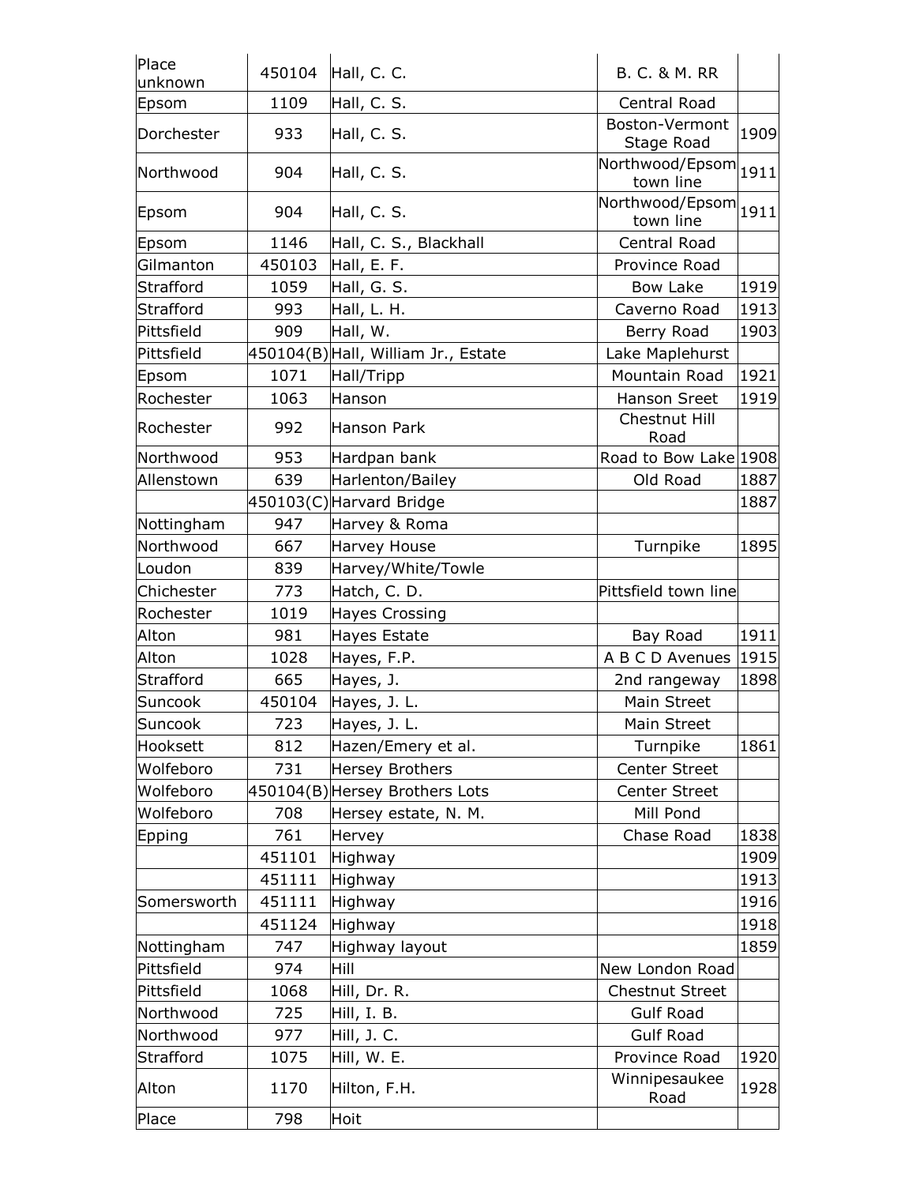| Place unknown | 450104 | Hall, C. C. | B. C. & M. RR | |
|---|---|---|---|---|
| Epsom | 1109 | Hall, C. S. | Central Road | |
| Dorchester | 933 | Hall, C. S. | Boston-Vermont Stage Road | 1909 |
| Northwood | 904 | Hall, C. S. | Northwood/Epsom town line | 1911 |
| Epsom | 904 | Hall, C. S. | Northwood/Epsom town line | 1911 |
| Epsom | 1146 | Hall, C. S., Blackhall | Central Road | |
| Gilmanton | 450103 | Hall, E. F. | Province Road | |
| Strafford | 1059 | Hall, G. S. | Bow Lake | 1919 |
| Strafford | 993 | Hall, L. H. | Caverno Road | 1913 |
| Pittsfield | 909 | Hall, W. | Berry Road | 1903 |
| Pittsfield | 450104(B) | Hall, William Jr., Estate | Lake Maplehurst | |
| Epsom | 1071 | Hall/Tripp | Mountain Road | 1921 |
| Rochester | 1063 | Hanson | Hanson Sreet | 1919 |
| Rochester | 992 | Hanson Park | Chestnut Hill Road | |
| Northwood | 953 | Hardpan bank | Road to Bow Lake | 1908 |
| Allenstown | 639 | Harlenton/Bailey | Old Road | 1887 |
| | 450103(C) | Harvard Bridge | | 1887 |
| Nottingham | 947 | Harvey & Roma | | |
| Northwood | 667 | Harvey House | Turnpike | 1895 |
| Loudon | 839 | Harvey/White/Towle | | |
| Chichester | 773 | Hatch, C. D. | Pittsfield town line | |
| Rochester | 1019 | Hayes Crossing | | |
| Alton | 981 | Hayes Estate | Bay Road | 1911 |
| Alton | 1028 | Hayes, F.P. | A B C D Avenues | 1915 |
| Strafford | 665 | Hayes, J. | 2nd rangeway | 1898 |
| Suncook | 450104 | Hayes, J. L. | Main Street | |
| Suncook | 723 | Hayes, J. L. | Main Street | |
| Hooksett | 812 | Hazen/Emery et al. | Turnpike | 1861 |
| Wolfeboro | 731 | Hersey Brothers | Center Street | |
| Wolfeboro | 450104(B) | Hersey Brothers Lots | Center Street | |
| Wolfeboro | 708 | Hersey estate, N. M. | Mill Pond | |
| Epping | 761 | Hervey | Chase Road | 1838 |
| | 451101 | Highway | | 1909 |
| | 451111 | Highway | | 1913 |
| Somersworth | 451111 | Highway | | 1916 |
| | 451124 | Highway | | 1918 |
| Nottingham | 747 | Highway layout | | 1859 |
| Pittsfield | 974 | Hill | New London Road | |
| Pittsfield | 1068 | Hill, Dr. R. | Chestnut Street | |
| Northwood | 725 | Hill, I. B. | Gulf Road | |
| Northwood | 977 | Hill, J. C. | Gulf Road | |
| Strafford | 1075 | Hill, W. E. | Province Road | 1920 |
| Alton | 1170 | Hilton, F.H. | Winnipesaukee Road | 1928 |
| Place | 798 | Hoit | | |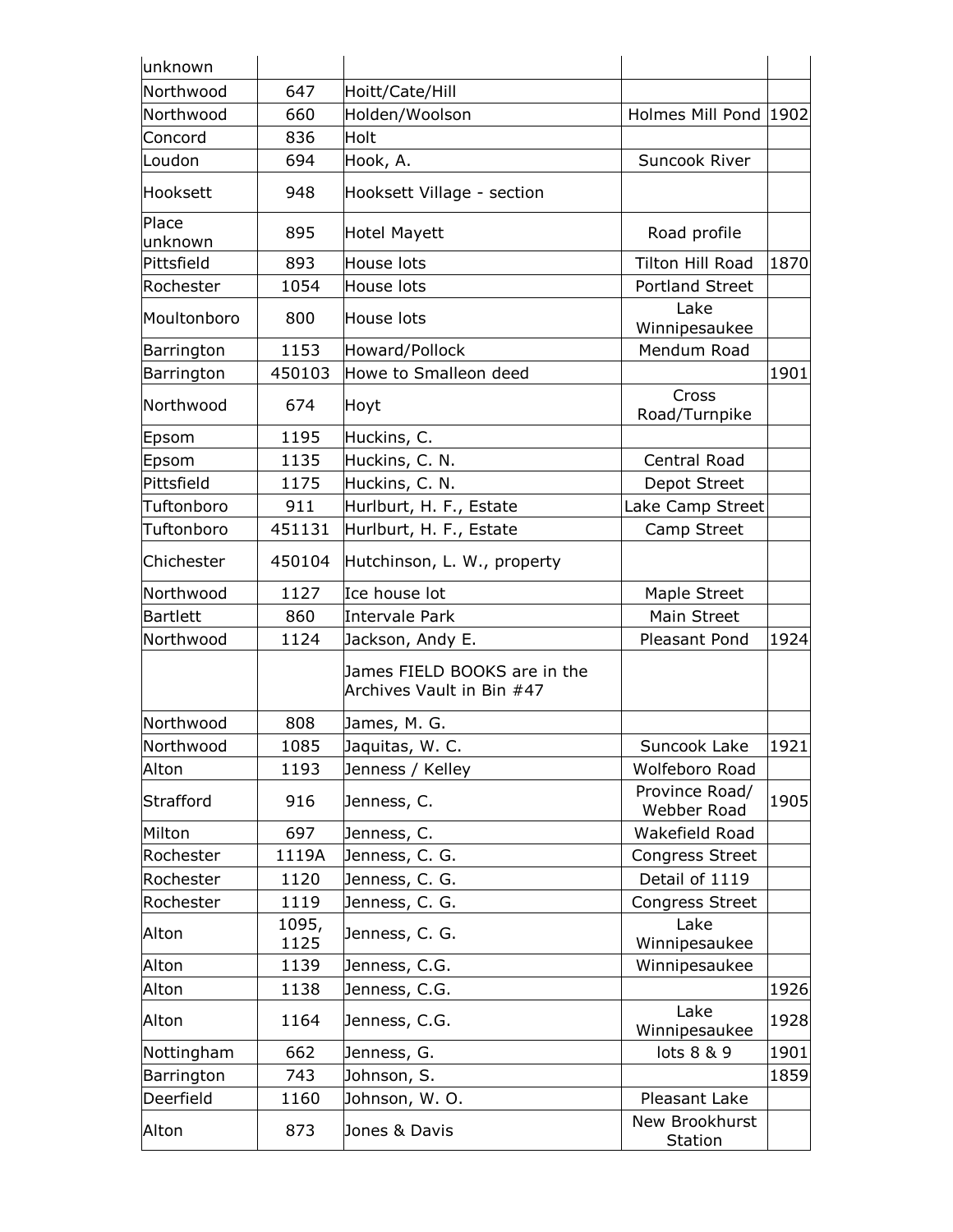| unknown | | | | |
|---|---|---|---|---|
| Northwood | 647 | Hoitt/Cate/Hill | | |
| Northwood | 660 | Holden/Woolson | Holmes Mill Pond | 1902 |
| Concord | 836 | Holt | | |
| Loudon | 694 | Hook, A. | Suncook River | |
| Hooksett | 948 | Hooksett Village - section | | |
| Place unknown | 895 | Hotel Mayett | Road profile | |
| Pittsfield | 893 | House lots | Tilton Hill Road | 1870 |
| Rochester | 1054 | House lots | Portland Street | |
| Moultonboro | 800 | House lots | Lake Winnipesaukee | |
| Barrington | 1153 | Howard/Pollock | Mendum Road | |
| Barrington | 450103 | Howe to Smalleon deed | | 1901 |
| Northwood | 674 | Hoyt | Cross Road/Turnpike | |
| Epsom | 1195 | Huckins, C. | | |
| Epsom | 1135 | Huckins, C. N. | Central Road | |
| Pittsfield | 1175 | Huckins, C. N. | Depot Street | |
| Tuftonboro | 911 | Hurlburt, H. F., Estate | Lake Camp Street | |
| Tuftonboro | 451131 | Hurlburt, H. F., Estate | Camp Street | |
| Chichester | 450104 | Hutchinson, L. W., property | | |
| Northwood | 1127 | Ice house lot | Maple Street | |
| Bartlett | 860 | Intervale Park | Main Street | |
| Northwood | 1124 | Jackson, Andy E. | Pleasant Pond | 1924 |
| | | James FIELD BOOKS are in the Archives Vault in Bin #47 | | |
| Northwood | 808 | James, M. G. | | |
| Northwood | 1085 | Jaquitas, W. C. | Suncook Lake | 1921 |
| Alton | 1193 | Jenness / Kelley | Wolfeboro Road | |
| Strafford | 916 | Jenness, C. | Province Road/ Webber Road | 1905 |
| Milton | 697 | Jenness, C. | Wakefield Road | |
| Rochester | 1119A | Jenness, C. G. | Congress Street | |
| Rochester | 1120 | Jenness, C. G. | Detail of 1119 | |
| Rochester | 1119 | Jenness, C. G. | Congress Street | |
| Alton | 1095, 1125 | Jenness, C. G. | Lake Winnipesaukee | |
| Alton | 1139 | Jenness, C.G. | Winnipesaukee | |
| Alton | 1138 | Jenness, C.G. | | 1926 |
| Alton | 1164 | Jenness, C.G. | Lake Winnipesaukee | 1928 |
| Nottingham | 662 | Jenness, G. | lots 8 & 9 | 1901 |
| Barrington | 743 | Johnson, S. | | 1859 |
| Deerfield | 1160 | Johnson, W. O. | Pleasant Lake | |
| Alton | 873 | Jones & Davis | New Brookhurst Station | |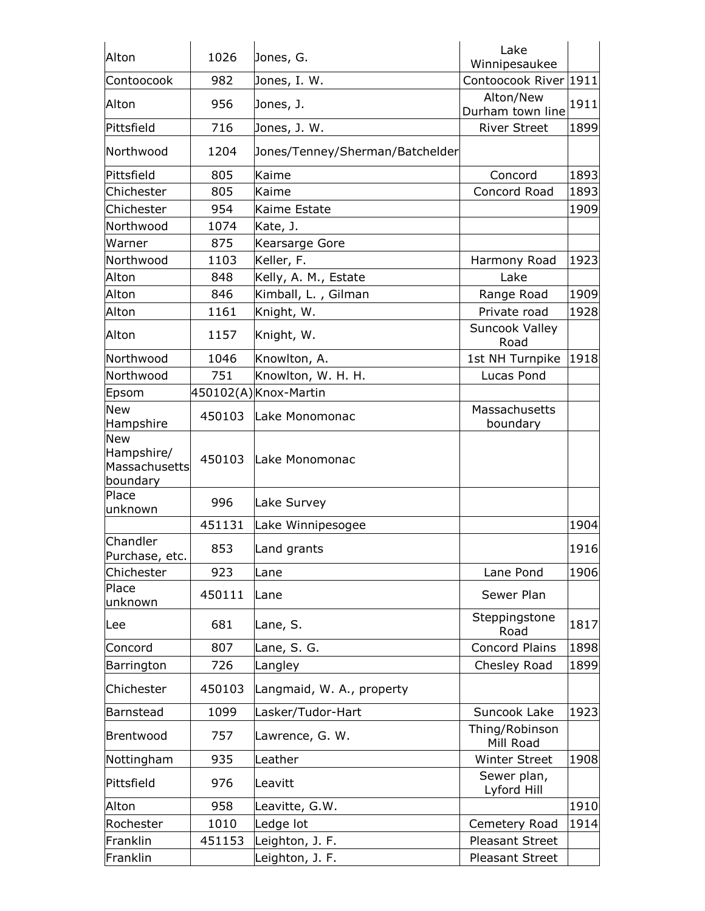| Alton | 1026 | Jones, G. | Lake Winnipesaukee | |
|---|---|---|---|---|
| Contoocook | 982 | Jones, I. W. | Contoocook River | 1911 |
| Alton | 956 | Jones, J. | Alton/New Durham town line | 1911 |
| Pittsfield | 716 | Jones, J. W. | River Street | 1899 |
| Northwood | 1204 | Jones/Tenney/Sherman/Batchelder | | |
| Pittsfield | 805 | Kaime | Concord | 1893 |
| Chichester | 805 | Kaime | Concord Road | 1893 |
| Chichester | 954 | Kaime Estate | | 1909 |
| Northwood | 1074 | Kate, J. | | |
| Warner | 875 | Kearsarge Gore | | |
| Northwood | 1103 | Keller, F. | Harmony Road | 1923 |
| Alton | 848 | Kelly, A. M., Estate | Lake | |
| Alton | 846 | Kimball, L. , Gilman | Range Road | 1909 |
| Alton | 1161 | Knight, W. | Private road | 1928 |
| Alton | 1157 | Knight, W. | Suncook Valley Road | |
| Northwood | 1046 | Knowlton, A. | 1st NH Turnpike | 1918 |
| Northwood | 751 | Knowlton, W. H. H. | Lucas Pond | |
| Epsom | 450102(A) | Knox-Martin | | |
| New Hampshire | 450103 | Lake Monomonac | Massachusetts boundary | |
| New Hampshire/ Massachusetts boundary | 450103 | Lake Monomonac | | |
| Place unknown | 996 | Lake Survey | | |
| | 451131 | Lake Winnipesogee | | 1904 |
| Chandler Purchase, etc. | 853 | Land grants | | 1916 |
| Chichester | 923 | Lane | Lane Pond | 1906 |
| Place unknown | 450111 | Lane | Sewer Plan | |
| Lee | 681 | Lane, S. | Steppingstone Road | 1817 |
| Concord | 807 | Lane, S. G. | Concord Plains | 1898 |
| Barrington | 726 | Langley | Chesley Road | 1899 |
| Chichester | 450103 | Langmaid, W. A., property | | |
| Barnstead | 1099 | Lasker/Tudor-Hart | Suncook Lake | 1923 |
| Brentwood | 757 | Lawrence, G. W. | Thing/Robinson Mill Road | |
| Nottingham | 935 | Leather | Winter Street | 1908 |
| Pittsfield | 976 | Leavitt | Sewer plan, Lyford Hill | |
| Alton | 958 | Leavitte, G.W. | | 1910 |
| Rochester | 1010 | Ledge lot | Cemetery Road | 1914 |
| Franklin | 451153 | Leighton, J. F. | Pleasant Street | |
| Franklin | | Leighton, J. F. | Pleasant Street | |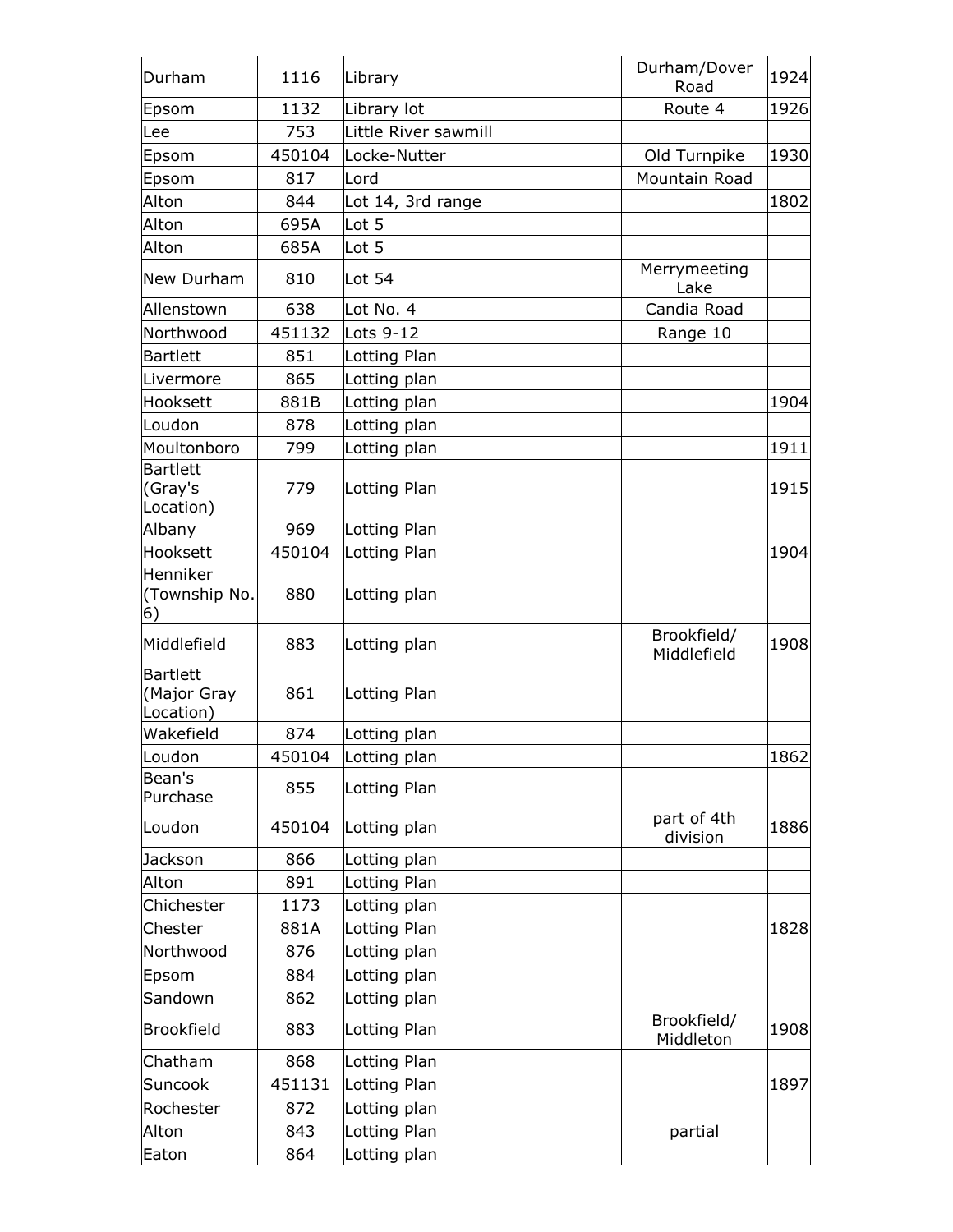| Durham | 1116 | Library | Durham/Dover Road | 1924 |
|---|---|---|---|---|
| Epsom | 1132 | Library lot | Route 4 | 1926 |
| Lee | 753 | Little River sawmill | | |
| Epsom | 450104 | Locke-Nutter | Old Turnpike | 1930 |
| Epsom | 817 | Lord | Mountain Road | |
| Alton | 844 | Lot 14, 3rd range | | 1802 |
| Alton | 695A | Lot 5 | | |
| Alton | 685A | Lot 5 | | |
| New Durham | 810 | Lot 54 | Merrymeeting Lake | |
| Allenstown | 638 | Lot No. 4 | Candia Road | |
| Northwood | 451132 | Lots 9-12 | Range 10 | |
| Bartlett | 851 | Lotting Plan | | |
| Livermore | 865 | Lotting plan | | |
| Hooksett | 881B | Lotting plan | | 1904 |
| Loudon | 878 | Lotting plan | | |
| Moultonboro | 799 | Lotting plan | | 1911 |
| Bartlett (Gray's Location) | 779 | Lotting Plan | | 1915 |
| Albany | 969 | Lotting Plan | | |
| Hooksett | 450104 | Lotting Plan | | 1904 |
| Henniker (Township No. 6) | 880 | Lotting plan | | |
| Middlefield | 883 | Lotting plan | Brookfield/ Middlefield | 1908 |
| Bartlett (Major Gray Location) | 861 | Lotting Plan | | |
| Wakefield | 874 | Lotting plan | | |
| Loudon | 450104 | Lotting plan | | 1862 |
| Bean's Purchase | 855 | Lotting Plan | | |
| Loudon | 450104 | Lotting plan | part of 4th division | 1886 |
| Jackson | 866 | Lotting plan | | |
| Alton | 891 | Lotting Plan | | |
| Chichester | 1173 | Lotting plan | | |
| Chester | 881A | Lotting Plan | | 1828 |
| Northwood | 876 | Lotting plan | | |
| Epsom | 884 | Lotting plan | | |
| Sandown | 862 | Lotting plan | | |
| Brookfield | 883 | Lotting Plan | Brookfield/ Middleton | 1908 |
| Chatham | 868 | Lotting Plan | | |
| Suncook | 451131 | Lotting Plan | | 1897 |
| Rochester | 872 | Lotting plan | | |
| Alton | 843 | Lotting Plan | partial | |
| Eaton | 864 | Lotting plan | | |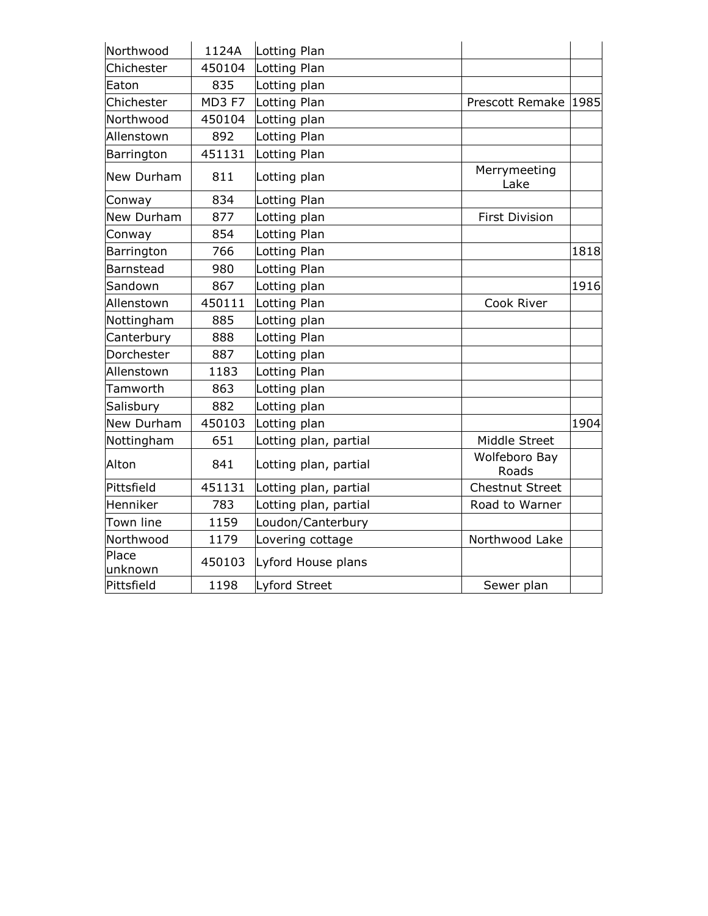| | | | | |
|---|---|---|---|---|
| Northwood | 1124A | Lotting Plan | | |
| Chichester | 450104 | Lotting Plan | | |
| Eaton | 835 | Lotting plan | | |
| Chichester | MD3 F7 | Lotting Plan | Prescott Remake | 1985 |
| Northwood | 450104 | Lotting plan | | |
| Allenstown | 892 | Lotting Plan | | |
| Barrington | 451131 | Lotting Plan | | |
| New Durham | 811 | Lotting plan | Merrymeeting Lake | |
| Conway | 834 | Lotting Plan | | |
| New Durham | 877 | Lotting plan | First Division | |
| Conway | 854 | Lotting Plan | | |
| Barrington | 766 | Lotting Plan | | 1818 |
| Barnstead | 980 | Lotting Plan | | |
| Sandown | 867 | Lotting plan | | 1916 |
| Allenstown | 450111 | Lotting Plan | Cook River | |
| Nottingham | 885 | Lotting plan | | |
| Canterbury | 888 | Lotting Plan | | |
| Dorchester | 887 | Lotting plan | | |
| Allenstown | 1183 | Lotting Plan | | |
| Tamworth | 863 | Lotting plan | | |
| Salisbury | 882 | Lotting plan | | |
| New Durham | 450103 | Lotting plan | | 1904 |
| Nottingham | 651 | Lotting plan, partial | Middle Street | |
| Alton | 841 | Lotting plan, partial | Wolfeboro Bay Roads | |
| Pittsfield | 451131 | Lotting plan, partial | Chestnut Street | |
| Henniker | 783 | Lotting plan, partial | Road to Warner | |
| Town line | 1159 | Loudon/Canterbury | | |
| Northwood | 1179 | Lovering cottage | Northwood Lake | |
| Place unknown | 450103 | Lyford House plans | | |
| Pittsfield | 1198 | Lyford Street | Sewer plan | |